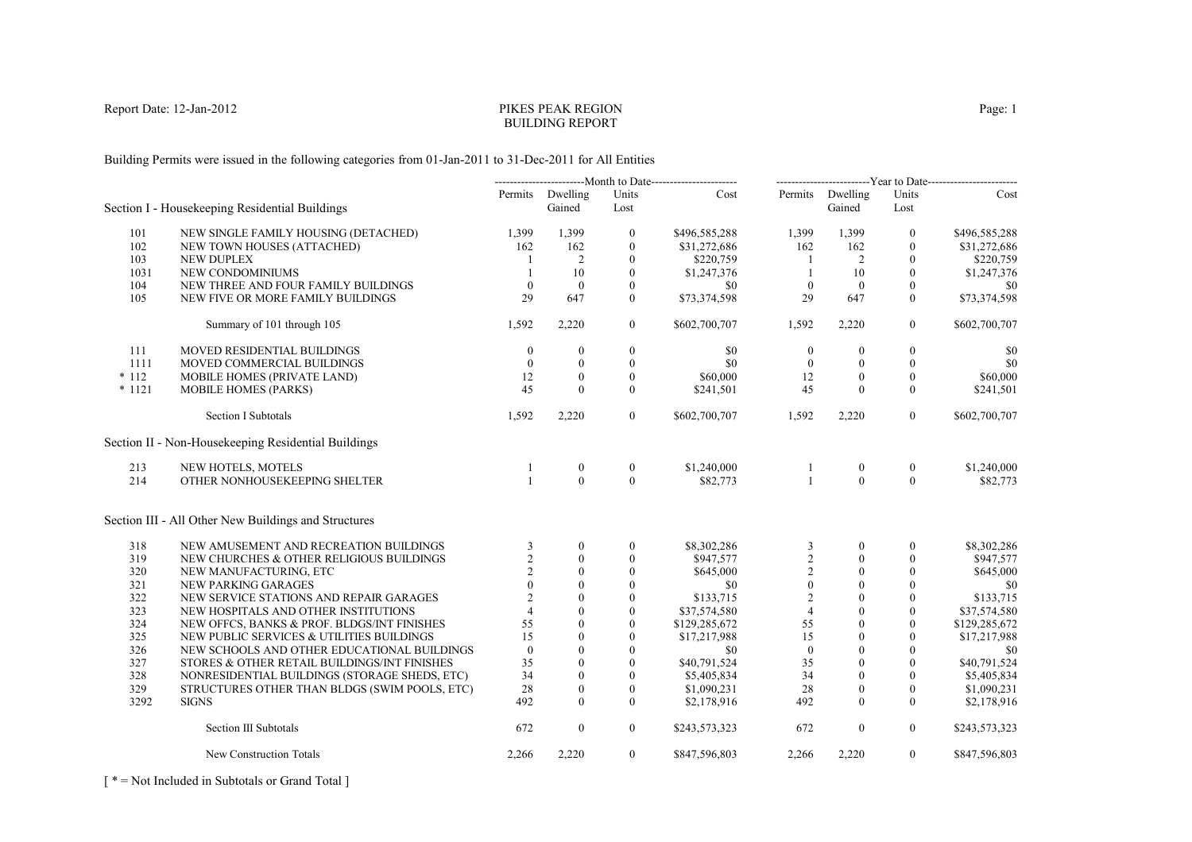PIKES PEAK REGION
BUILDING REPORT

Report Date: 12-Jan-2012

Building Permits were issued in the following categories from 01-Jan-2011 to 31-Dec-2011 for All Entities

| | | Month to Date | | | | Year to Date | | | |
|---|---|---|---|---|---|---|---|---|---|
| | | Permits | Dwelling Gained | Units Lost | Cost | Permits | Dwelling Gained | Units Lost | Cost |
| **Section I - Housekeeping Residential Buildings** | | | | | | | | | |
| 101 | NEW SINGLE FAMILY HOUSING (DETACHED) | 1,399 | 1,399 | 0 | $496,585,288 | 1,399 | 1,399 | 0 | $496,585,288 |
| 102 | NEW TOWN HOUSES (ATTACHED) | 162 | 162 | 0 | $31,272,686 | 162 | 162 | 0 | $31,272,686 |
| 103 | NEW DUPLEX | 1 | 2 | 0 | $220,759 | 1 | 2 | 0 | $220,759 |
| 1031 | NEW CONDOMINIUMS | 1 | 10 | 0 | $1,247,376 | 1 | 10 | 0 | $1,247,376 |
| 104 | NEW THREE AND FOUR FAMILY BUILDINGS | 0 | 0 | 0 | $0 | 0 | 0 | 0 | $0 |
| 105 | NEW FIVE OR MORE FAMILY BUILDINGS | 29 | 647 | 0 | $73,374,598 | 29 | 647 | 0 | $73,374,598 |
| | Summary of 101 through 105 | 1,592 | 2,220 | 0 | $602,700,707 | 1,592 | 2,220 | 0 | $602,700,707 |
| 111 | MOVED RESIDENTIAL BUILDINGS | 0 | 0 | 0 | $0 | 0 | 0 | 0 | $0 |
| 1111 | MOVED COMMERCIAL BUILDINGS | 0 | 0 | 0 | $0 | 0 | 0 | 0 | $0 |
| * 112 | MOBILE HOMES (PRIVATE LAND) | 12 | 0 | 0 | $60,000 | 12 | 0 | 0 | $60,000 |
| * 1121 | MOBILE HOMES (PARKS) | 45 | 0 | 0 | $241,501 | 45 | 0 | 0 | $241,501 |
| | Section I Subtotals | 1,592 | 2,220 | 0 | $602,700,707 | 1,592 | 2,220 | 0 | $602,700,707 |
| **Section II - Non-Housekeeping Residential Buildings** | | | | | | | | | |
| 213 | NEW HOTELS, MOTELS | 1 | 0 | 0 | $1,240,000 | 1 | 0 | 0 | $1,240,000 |
| 214 | OTHER NONHOUSEKEEPING SHELTER | 1 | 0 | 0 | $82,773 | 1 | 0 | 0 | $82,773 |
| **Section III - All Other New Buildings and Structures** | | | | | | | | | |
| 318 | NEW AMUSEMENT AND RECREATION BUILDINGS | 3 | 0 | 0 | $8,302,286 | 3 | 0 | 0 | $8,302,286 |
| 319 | NEW CHURCHES & OTHER RELIGIOUS BUILDINGS | 2 | 0 | 0 | $947,577 | 2 | 0 | 0 | $947,577 |
| 320 | NEW MANUFACTURING, ETC | 2 | 0 | 0 | $645,000 | 2 | 0 | 0 | $645,000 |
| 321 | NEW PARKING GARAGES | 0 | 0 | 0 | $0 | 0 | 0 | 0 | $0 |
| 322 | NEW SERVICE STATIONS AND REPAIR GARAGES | 2 | 0 | 0 | $133,715 | 2 | 0 | 0 | $133,715 |
| 323 | NEW HOSPITALS AND OTHER INSTITUTIONS | 4 | 0 | 0 | $37,574,580 | 4 | 0 | 0 | $37,574,580 |
| 324 | NEW OFFCS, BANKS & PROF. BLDGS/INT FINISHES | 55 | 0 | 0 | $129,285,672 | 55 | 0 | 0 | $129,285,672 |
| 325 | NEW PUBLIC SERVICES & UTILITIES BUILDINGS | 15 | 0 | 0 | $17,217,988 | 15 | 0 | 0 | $17,217,988 |
| 326 | NEW SCHOOLS AND OTHER EDUCATIONAL BUILDINGS | 0 | 0 | 0 | $0 | 0 | 0 | 0 | $0 |
| 327 | STORES & OTHER RETAIL BUILDINGS/INT FINISHES | 35 | 0 | 0 | $40,791,524 | 35 | 0 | 0 | $40,791,524 |
| 328 | NONRESIDENTIAL BUILDINGS (STORAGE SHEDS, ETC) | 34 | 0 | 0 | $5,405,834 | 34 | 0 | 0 | $5,405,834 |
| 329 | STRUCTURES OTHER THAN BLDGS (SWIM POOLS, ETC) | 28 | 0 | 0 | $1,090,231 | 28 | 0 | 0 | $1,090,231 |
| 3292 | SIGNS | 492 | 0 | 0 | $2,178,916 | 492 | 0 | 0 | $2,178,916 |
| | Section III Subtotals | 672 | 0 | 0 | $243,573,323 | 672 | 0 | 0 | $243,573,323 |
| | New Construction Totals | 2,266 | 2,220 | 0 | $847,596,803 | 2,266 | 2,220 | 0 | $847,596,803 |

[ * = Not Included in Subtotals or Grand Total ]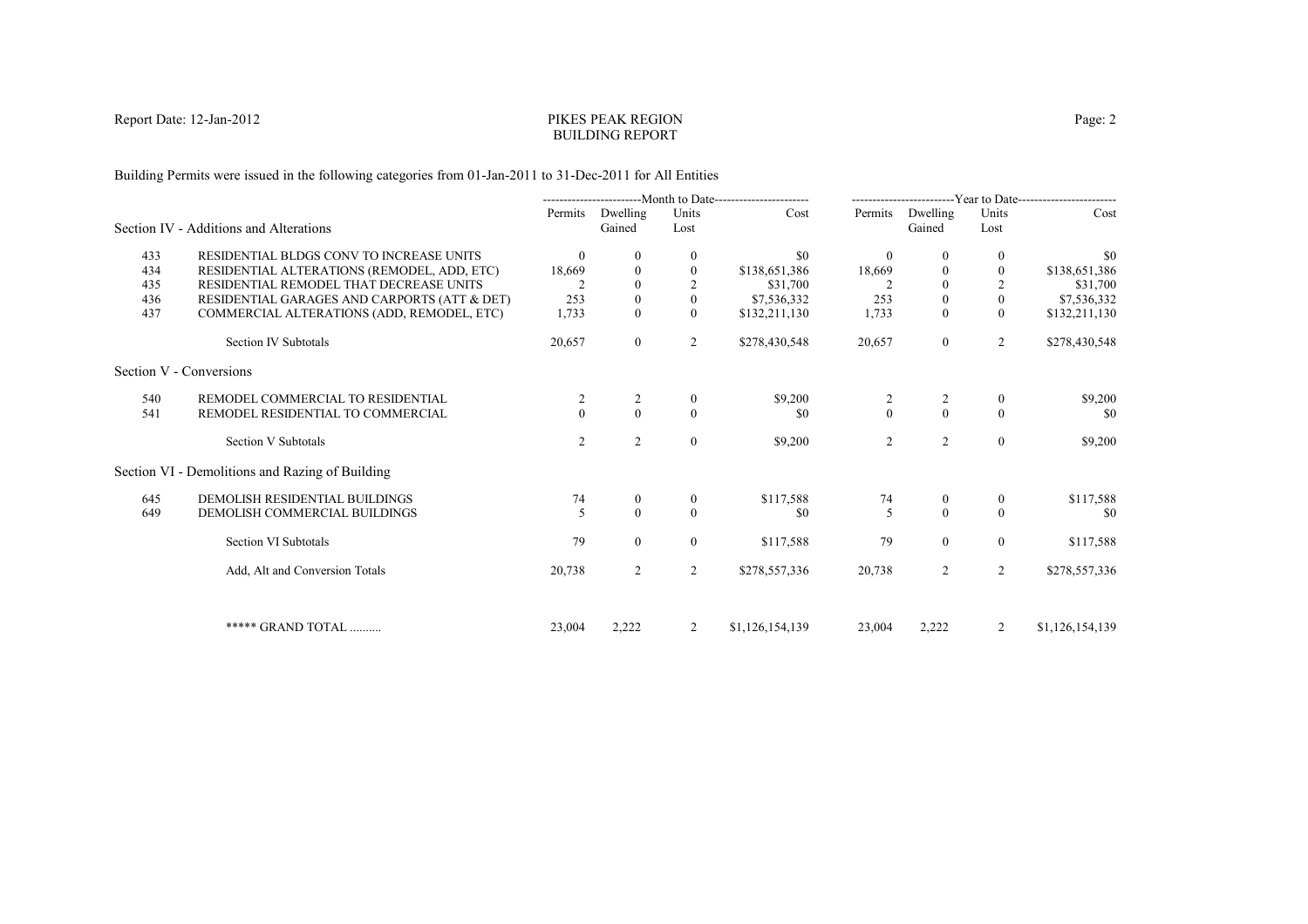PIKES PEAK REGION
BUILDING REPORT

Report Date: 12-Jan-2012

Building Permits were issued in the following categories from 01-Jan-2011 to 31-Dec-2011 for All Entities

| | | Month to Date | | | | Year to Date | | | |
|---|---|---|---|---|---|---|---|---|---|
| | | Permits | Dwelling Gained | Units Lost | Cost | Permits | Dwelling Gained | Units Lost | Cost |
| **Section IV - Additions and Alterations** | | | | | | | | | |
| 433 | RESIDENTIAL BLDGS CONV TO INCREASE UNITS | 0 | 0 | 0 | $0 | 0 | 0 | 0 | $0 |
| 434 | RESIDENTIAL ALTERATIONS (REMODEL, ADD, ETC) | 18,669 | 0 | 0 | $138,651,386 | 18,669 | 0 | 0 | $138,651,386 |
| 435 | RESIDENTIAL REMODEL THAT DECREASE UNITS | 2 | 0 | 2 | $31,700 | 2 | 0 | 2 | $31,700 |
| 436 | RESIDENTIAL GARAGES AND CARPORTS (ATT & DET) | 253 | 0 | 0 | $7,536,332 | 253 | 0 | 0 | $7,536,332 |
| 437 | COMMERCIAL ALTERATIONS (ADD, REMODEL, ETC) | 1,733 | 0 | 0 | $132,211,130 | 1,733 | 0 | 0 | $132,211,130 |
| | Section IV Subtotals | 20,657 | 0 | 2 | $278,430,548 | 20,657 | 0 | 2 | $278,430,548 |
| **Section V - Conversions** | | | | | | | | | |
| 540 | REMODEL COMMERCIAL TO RESIDENTIAL | 2 | 2 | 0 | $9,200 | 2 | 2 | 0 | $9,200 |
| 541 | REMODEL RESIDENTIAL TO COMMERCIAL | 0 | 0 | 0 | $0 | 0 | 0 | 0 | $0 |
| | Section V Subtotals | 2 | 2 | 0 | $9,200 | 2 | 2 | 0 | $9,200 |
| **Section VI - Demolitions and Razing of Building** | | | | | | | | | |
| 645 | DEMOLISH RESIDENTIAL BUILDINGS | 74 | 0 | 0 | $117,588 | 74 | 0 | 0 | $117,588 |
| 649 | DEMOLISH COMMERCIAL BUILDINGS | 5 | 0 | 0 | $0 | 5 | 0 | 0 | $0 |
| | Section VI Subtotals | 79 | 0 | 0 | $117,588 | 79 | 0 | 0 | $117,588 |
| | Add, Alt and Conversion Totals | 20,738 | 2 | 2 | $278,557,336 | 20,738 | 2 | 2 | $278,557,336 |
| | ***** GRAND TOTAL .......... | 23,004 | 2,222 | 2 | $1,126,154,139 | 23,004 | 2,222 | 2 | $1,126,154,139 |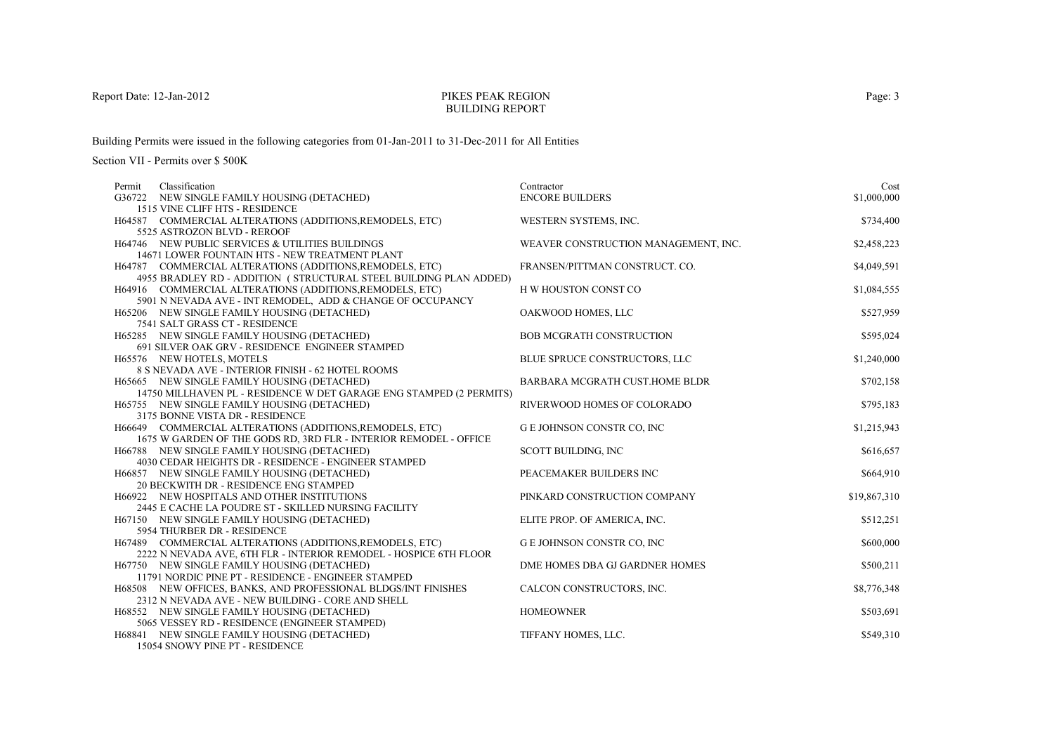Report Date: 12-Jan-2012

# PIKES PEAK REGION
## BUILDING REPORT

Building Permits were issued in the following categories from 01-Jan-2011 to 31-Dec-2011 for All Entities

Section VII - Permits over $ 500K

| Permit | Classification | Contractor | Cost |
|---|---|---|---|
| G36722 | NEW SINGLE FAMILY HOUSING (DETACHED)<br>1515 VINE CLIFF HTS - RESIDENCE | ENCORE BUILDERS | $1,000,000 |
| H64587 | COMMERCIAL ALTERATIONS (ADDITIONS,REMODELS, ETC)<br>5525 ASTROZON BLVD - REROOF | WESTERN SYSTEMS, INC. | $734,400 |
| H64746 | NEW PUBLIC SERVICES & UTILITIES BUILDINGS<br>14671 LOWER FOUNTAIN HTS - NEW TREATMENT PLANT | WEAVER CONSTRUCTION MANAGEMENT, INC. | $2,458,223 |
| H64787 | COMMERCIAL ALTERATIONS (ADDITIONS,REMODELS, ETC)<br>4955 BRADLEY RD - ADDITION ( STRUCTURAL STEEL BUILDING PLAN ADDED) | FRANSEN/PITTMAN CONSTRUCT. CO. | $4,049,591 |
| H64916 | COMMERCIAL ALTERATIONS (ADDITIONS,REMODELS, ETC)<br>5901 N NEVADA AVE - INT REMODEL, ADD & CHANGE OF OCCUPANCY | H W HOUSTON CONST CO | $1,084,555 |
| H65206 | NEW SINGLE FAMILY HOUSING (DETACHED)<br>7541 SALT GRASS CT - RESIDENCE | OAKWOOD HOMES, LLC | $527,959 |
| H65285 | NEW SINGLE FAMILY HOUSING (DETACHED)<br>691 SILVER OAK GRV - RESIDENCE ENGINEER STAMPED | BOB MCGRATH CONSTRUCTION | $595,024 |
| H65576 | NEW HOTELS, MOTELS<br>8 S NEVADA AVE - INTERIOR FINISH - 62 HOTEL ROOMS | BLUE SPRUCE CONSTRUCTORS, LLC | $1,240,000 |
| H65665 | NEW SINGLE FAMILY HOUSING (DETACHED)<br>14750 MILLHAVEN PL - RESIDENCE W DET GARAGE ENG STAMPED (2 PERMITS) | BARBARA MCGRATH CUST.HOME BLDR | $702,158 |
| H65755 | NEW SINGLE FAMILY HOUSING (DETACHED)<br>3175 BONNE VISTA DR - RESIDENCE | RIVERWOOD HOMES OF COLORADO | $795,183 |
| H66649 | COMMERCIAL ALTERATIONS (ADDITIONS,REMODELS, ETC)<br>1675 W GARDEN OF THE GODS RD, 3RD FLR - INTERIOR REMODEL - OFFICE | G E JOHNSON CONSTR CO, INC | $1,215,943 |
| H66788 | NEW SINGLE FAMILY HOUSING (DETACHED)<br>4030 CEDAR HEIGHTS DR - RESIDENCE - ENGINEER STAMPED | SCOTT BUILDING, INC | $616,657 |
| H66857 | NEW SINGLE FAMILY HOUSING (DETACHED)<br>20 BECKWITH DR - RESIDENCE ENG STAMPED | PEACEMAKER BUILDERS INC | $664,910 |
| H66922 | NEW HOSPITALS AND OTHER INSTITUTIONS<br>2445 E CACHE LA POUDRE ST - SKILLED NURSING FACILITY | PINKARD CONSTRUCTION COMPANY | $19,867,310 |
| H67150 | NEW SINGLE FAMILY HOUSING (DETACHED)<br>5954 THURBER DR - RESIDENCE | ELITE PROP. OF AMERICA, INC. | $512,251 |
| H67489 | COMMERCIAL ALTERATIONS (ADDITIONS,REMODELS, ETC)<br>2222 N NEVADA AVE, 6TH FLR - INTERIOR REMODEL - HOSPICE 6TH FLOOR | G E JOHNSON CONSTR CO, INC | $600,000 |
| H67750 | NEW SINGLE FAMILY HOUSING (DETACHED)<br>11791 NORDIC PINE PT - RESIDENCE - ENGINEER STAMPED | DME HOMES DBA GJ GARDNER HOMES | $500,211 |
| H68508 | NEW OFFICES, BANKS, AND PROFESSIONAL BLDGS/INT FINISHES<br>2312 N NEVADA AVE - NEW BUILDING - CORE AND SHELL | CALCON CONSTRUCTORS, INC. | $8,776,348 |
| H68552 | NEW SINGLE FAMILY HOUSING (DETACHED)<br>5065 VESSEY RD - RESIDENCE (ENGINEER STAMPED) | HOMEOWNER | $503,691 |
| H68841 | NEW SINGLE FAMILY HOUSING (DETACHED)<br>15054 SNOWY PINE PT - RESIDENCE | TIFFANY HOMES, LLC. | $549,310 |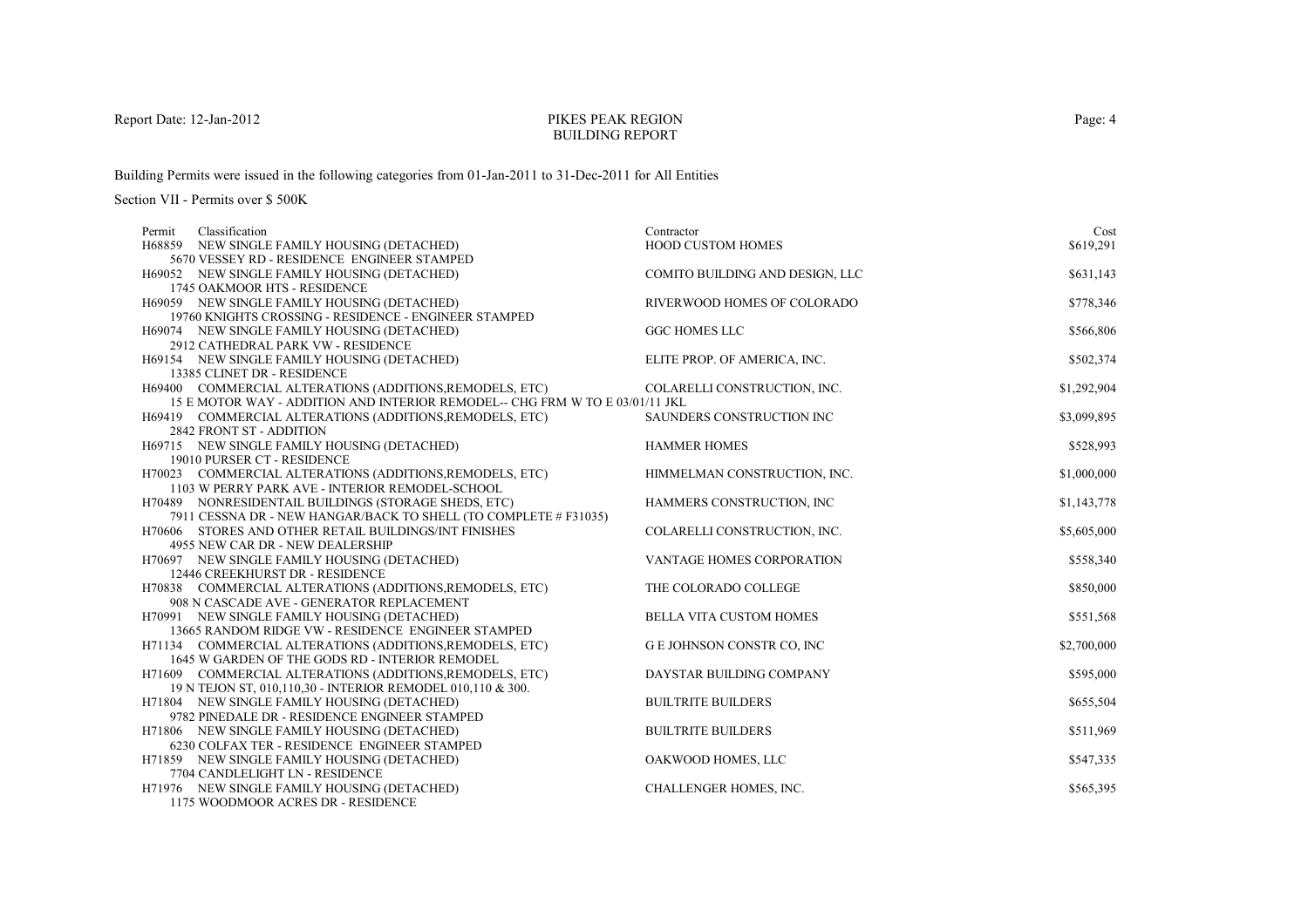Report Date: 12-Jan-2012

# PIKES PEAK REGION
## BUILDING REPORT

Building Permits were issued in the following categories from 01-Jan-2011 to 31-Dec-2011 for All Entities

Section VII - Permits over $ 500K

| Permit | Classification | Contractor | Cost |
|---|---|---|---|
| H68859 | NEW SINGLE FAMILY HOUSING (DETACHED)<br>5670 VESSEY RD - RESIDENCE ENGINEER STAMPED | HOOD CUSTOM HOMES | $619,291 |
| H69052 | NEW SINGLE FAMILY HOUSING (DETACHED)<br>1745 OAKMOOR HTS - RESIDENCE | COMITO BUILDING AND DESIGN, LLC | $631,143 |
| H69059 | NEW SINGLE FAMILY HOUSING (DETACHED)<br>19760 KNIGHTS CROSSING - RESIDENCE - ENGINEER STAMPED | RIVERWOOD HOMES OF COLORADO | $778,346 |
| H69074 | NEW SINGLE FAMILY HOUSING (DETACHED)<br>2912 CATHEDRAL PARK VW - RESIDENCE | GGC HOMES LLC | $566,806 |
| H69154 | NEW SINGLE FAMILY HOUSING (DETACHED)<br>13385 CLINET DR - RESIDENCE | ELITE PROP. OF AMERICA, INC. | $502,374 |
| H69400 | COMMERCIAL ALTERATIONS (ADDITIONS,REMODELS, ETC)<br>15 E MOTOR WAY - ADDITION AND INTERIOR REMODEL-- CHG FRM W TO E 03/01/11 JKL | COLARELLI CONSTRUCTION, INC. | $1,292,904 |
| H69419 | COMMERCIAL ALTERATIONS (ADDITIONS,REMODELS, ETC)<br>2842 FRONT ST - ADDITION | SAUNDERS CONSTRUCTION INC | $3,099,895 |
| H69715 | NEW SINGLE FAMILY HOUSING (DETACHED)<br>19010 PURSER CT - RESIDENCE | HAMMER HOMES | $528,993 |
| H70023 | COMMERCIAL ALTERATIONS (ADDITIONS,REMODELS, ETC)<br>1103 W PERRY PARK AVE - INTERIOR REMODEL-SCHOOL | HIMMELMAN CONSTRUCTION, INC. | $1,000,000 |
| H70489 | NONRESIDENTAIL BUILDINGS (STORAGE SHEDS, ETC)<br>7911 CESSNA DR - NEW HANGAR/BACK TO SHELL (TO COMPLETE # F31035) | HAMMERS CONSTRUCTION, INC | $1,143,778 |
| H70606 | STORES AND OTHER RETAIL BUILDINGS/INT FINISHES<br>4955 NEW CAR DR - NEW DEALERSHIP | COLARELLI CONSTRUCTION, INC. | $5,605,000 |
| H70697 | NEW SINGLE FAMILY HOUSING (DETACHED)<br>12446 CREEKHURST DR - RESIDENCE | VANTAGE HOMES CORPORATION | $558,340 |
| H70838 | COMMERCIAL ALTERATIONS (ADDITIONS,REMODELS, ETC)<br>908 N CASCADE AVE - GENERATOR REPLACEMENT | THE COLORADO COLLEGE | $850,000 |
| H70991 | NEW SINGLE FAMILY HOUSING (DETACHED)<br>13665 RANDOM RIDGE VW - RESIDENCE ENGINEER STAMPED | BELLA VITA CUSTOM HOMES | $551,568 |
| H71134 | COMMERCIAL ALTERATIONS (ADDITIONS,REMODELS, ETC)<br>1645 W GARDEN OF THE GODS RD - INTERIOR REMODEL | G E JOHNSON CONSTR CO, INC | $2,700,000 |
| H71609 | COMMERCIAL ALTERATIONS (ADDITIONS,REMODELS, ETC)<br>19 N TEJON ST, 010,110,30 - INTERIOR REMODEL 010,110 & 300. | DAYSTAR BUILDING COMPANY | $595,000 |
| H71804 | NEW SINGLE FAMILY HOUSING (DETACHED)<br>9782 PINEDALE DR - RESIDENCE ENGINEER STAMPED | BUILTRITE BUILDERS | $655,504 |
| H71806 | NEW SINGLE FAMILY HOUSING (DETACHED)<br>6230 COLFAX TER - RESIDENCE ENGINEER STAMPED | BUILTRITE BUILDERS | $511,969 |
| H71859 | NEW SINGLE FAMILY HOUSING (DETACHED)<br>7704 CANDLELIGHT LN - RESIDENCE | OAKWOOD HOMES, LLC | $547,335 |
| H71976 | NEW SINGLE FAMILY HOUSING (DETACHED)<br>1175 WOODMOOR ACRES DR - RESIDENCE | CHALLENGER HOMES, INC. | $565,395 |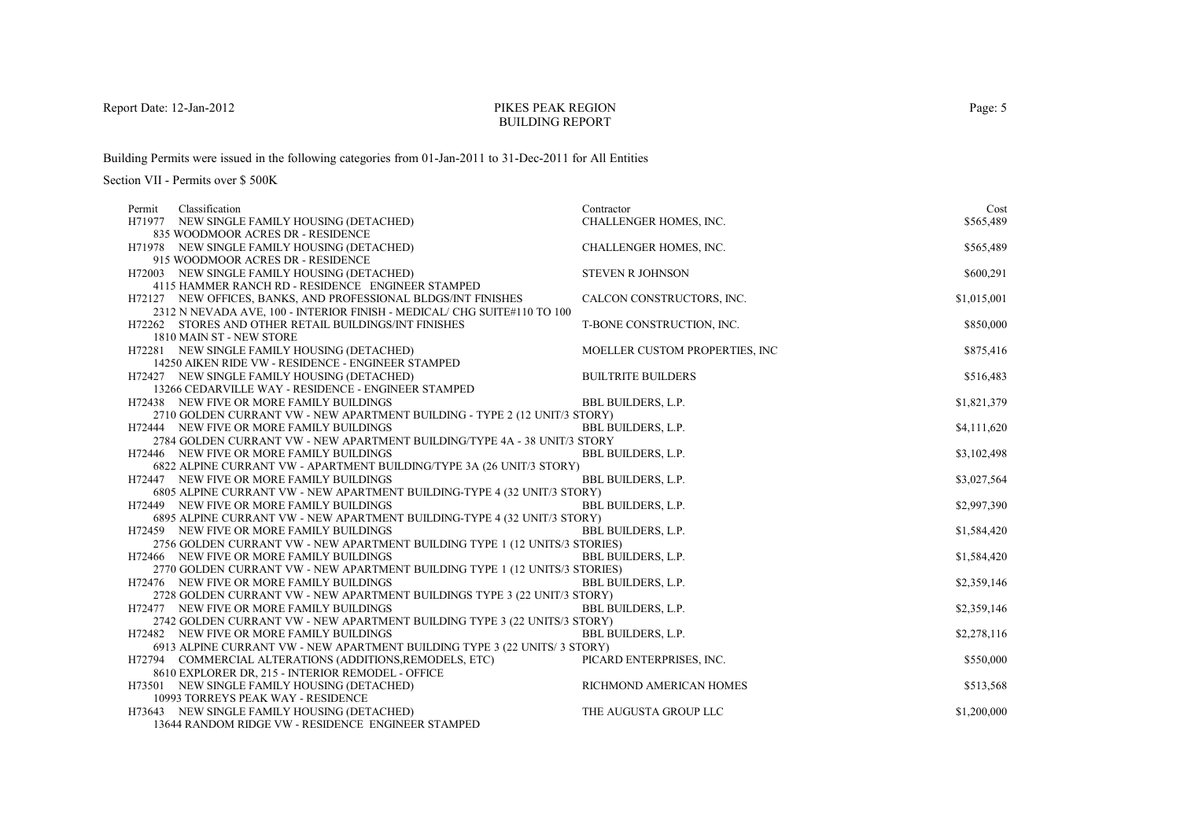Building Permits were issued in the following categories from 01-Jan-2011 to 31-Dec-2011 for All Entities

Section VII - Permits over $ 500K

| Permit | Classification | Contractor | Cost |
|---|---|---|---|
| H71977 | NEW SINGLE FAMILY HOUSING (DETACHED)<br>835 WOODMOOR ACRES DR - RESIDENCE | CHALLENGER HOMES, INC. | $565,489 |
| H71978 | NEW SINGLE FAMILY HOUSING (DETACHED)<br>915 WOODMOOR ACRES DR - RESIDENCE | CHALLENGER HOMES, INC. | $565,489 |
| H72003 | NEW SINGLE FAMILY HOUSING (DETACHED)<br>4115 HAMMER RANCH RD - RESIDENCE ENGINEER STAMPED | STEVEN R JOHNSON | $600,291 |
| H72127 | NEW OFFICES, BANKS, AND PROFESSIONAL BLDGS/INT FINISHES<br>2312 N NEVADA AVE, 100 - INTERIOR FINISH - MEDICAL/ CHG SUITE#110 TO 100 | CALCON CONSTRUCTORS, INC. | $1,015,001 |
| H72262 | STORES AND OTHER RETAIL BUILDINGS/INT FINISHES<br>1810 MAIN ST - NEW STORE | T-BONE CONSTRUCTION, INC. | $850,000 |
| H72281 | NEW SINGLE FAMILY HOUSING (DETACHED)<br>14250 AIKEN RIDE VW - RESIDENCE - ENGINEER STAMPED | MOELLER CUSTOM PROPERTIES, INC | $875,416 |
| H72427 | NEW SINGLE FAMILY HOUSING (DETACHED)<br>13266 CEDARVILLE WAY - RESIDENCE - ENGINEER STAMPED | BUILTRITE BUILDERS | $516,483 |
| H72438 | NEW FIVE OR MORE FAMILY BUILDINGS<br>2710 GOLDEN CURRANT VW - NEW APARTMENT BUILDING - TYPE 2 (12 UNIT/3 STORY) | BBL BUILDERS, L.P. | $1,821,379 |
| H72444 | NEW FIVE OR MORE FAMILY BUILDINGS<br>2784 GOLDEN CURRANT VW - NEW APARTMENT BUILDING/TYPE 4A - 38 UNIT/3 STORY | BBL BUILDERS, L.P. | $4,111,620 |
| H72446 | NEW FIVE OR MORE FAMILY BUILDINGS<br>6822 ALPINE CURRANT VW - APARTMENT BUILDING/TYPE 3A (26 UNIT/3 STORY) | BBL BUILDERS, L.P. | $3,102,498 |
| H72447 | NEW FIVE OR MORE FAMILY BUILDINGS<br>6805 ALPINE CURRANT VW - NEW APARTMENT BUILDING-TYPE 4 (32 UNIT/3 STORY) | BBL BUILDERS, L.P. | $3,027,564 |
| H72449 | NEW FIVE OR MORE FAMILY BUILDINGS<br>6895 ALPINE CURRANT VW - NEW APARTMENT BUILDING-TYPE 4 (32 UNIT/3 STORY) | BBL BUILDERS, L.P. | $2,997,390 |
| H72459 | NEW FIVE OR MORE FAMILY BUILDINGS<br>2756 GOLDEN CURRANT VW - NEW APARTMENT BUILDING TYPE 1 (12 UNITS/3 STORIES) | BBL BUILDERS, L.P. | $1,584,420 |
| H72466 | NEW FIVE OR MORE FAMILY BUILDINGS<br>2770 GOLDEN CURRANT VW - NEW APARTMENT BUILDING TYPE 1 (12 UNITS/3 STORIES) | BBL BUILDERS, L.P. | $1,584,420 |
| H72476 | NEW FIVE OR MORE FAMILY BUILDINGS<br>2728 GOLDEN CURRANT VW - NEW APARTMENT BUILDINGS TYPE 3 (22 UNIT/3 STORY) | BBL BUILDERS, L.P. | $2,359,146 |
| H72477 | NEW FIVE OR MORE FAMILY BUILDINGS<br>2742 GOLDEN CURRANT VW - NEW APARTMENT BUILDING TYPE 3 (22 UNITS/3 STORY) | BBL BUILDERS, L.P. | $2,359,146 |
| H72482 | NEW FIVE OR MORE FAMILY BUILDINGS<br>6913 ALPINE CURRANT VW - NEW APARTMENT BUILDING TYPE 3 (22 UNITS/ 3 STORY) | BBL BUILDERS, L.P. | $2,278,116 |
| H72794 | COMMERCIAL ALTERATIONS (ADDITIONS,REMODELS, ETC)<br>8610 EXPLORER DR, 215 - INTERIOR REMODEL - OFFICE | PICARD ENTERPRISES, INC. | $550,000 |
| H73501 | NEW SINGLE FAMILY HOUSING (DETACHED)<br>10993 TORREYS PEAK WAY - RESIDENCE | RICHMOND AMERICAN HOMES | $513,568 |
| H73643 | NEW SINGLE FAMILY HOUSING (DETACHED)<br>13644 RANDOM RIDGE VW - RESIDENCE ENGINEER STAMPED | THE AUGUSTA GROUP LLC | $1,200,000 |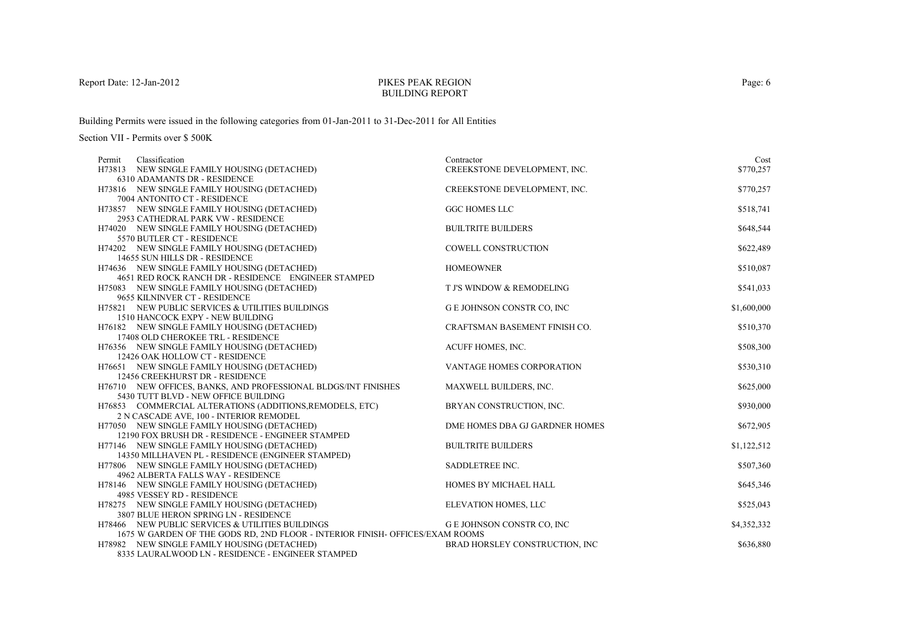Report Date: 12-Jan-2012

PIKES PEAK REGION
BUILDING REPORT

Building Permits were issued in the following categories from 01-Jan-2011 to 31-Dec-2011 for All Entities

Section VII - Permits over $ 500K

| Permit | Classification | Contractor | Cost |
|---|---|---|---|
| H73813 | NEW SINGLE FAMILY HOUSING (DETACHED)<br>6310 ADAMANTS DR - RESIDENCE | CREEKSTONE DEVELOPMENT, INC. | $770,257 |
| H73816 | NEW SINGLE FAMILY HOUSING (DETACHED)<br>7004 ANTONITO CT - RESIDENCE | CREEKSTONE DEVELOPMENT, INC. | $770,257 |
| H73857 | NEW SINGLE FAMILY HOUSING (DETACHED)<br>2953 CATHEDRAL PARK VW - RESIDENCE | GGC HOMES LLC | $518,741 |
| H74020 | NEW SINGLE FAMILY HOUSING (DETACHED)<br>5570 BUTLER CT - RESIDENCE | BUILTRITE BUILDERS | $648,544 |
| H74202 | NEW SINGLE FAMILY HOUSING (DETACHED)<br>14655 SUN HILLS DR - RESIDENCE | COWELL CONSTRUCTION | $622,489 |
| H74636 | NEW SINGLE FAMILY HOUSING (DETACHED)<br>4651 RED ROCK RANCH DR - RESIDENCE ENGINEER STAMPED | HOMEOWNER | $510,087 |
| H75083 | NEW SINGLE FAMILY HOUSING (DETACHED)<br>9655 KILNINVER CT - RESIDENCE | T J'S WINDOW & REMODELING | $541,033 |
| H75821 | NEW PUBLIC SERVICES & UTILITIES BUILDINGS<br>1510 HANCOCK EXPY - NEW BUILDING | G E JOHNSON CONSTR CO, INC | $1,600,000 |
| H76182 | NEW SINGLE FAMILY HOUSING (DETACHED)<br>17408 OLD CHEROKEE TRL - RESIDENCE | CRAFTSMAN BASEMENT FINISH CO. | $510,370 |
| H76356 | NEW SINGLE FAMILY HOUSING (DETACHED)<br>12426 OAK HOLLOW CT - RESIDENCE | ACUFF HOMES, INC. | $508,300 |
| H76651 | NEW SINGLE FAMILY HOUSING (DETACHED)<br>12456 CREEKHURST DR - RESIDENCE | VANTAGE HOMES CORPORATION | $530,310 |
| H76710 | NEW OFFICES, BANKS, AND PROFESSIONAL BLDGS/INT FINISHES<br>5430 TUTT BLVD - NEW OFFICE BUILDING | MAXWELL BUILDERS, INC. | $625,000 |
| H76853 | COMMERCIAL ALTERATIONS (ADDITIONS,REMODELS, ETC)<br>2 N CASCADE AVE, 100 - INTERIOR REMODEL | BRYAN CONSTRUCTION, INC. | $930,000 |
| H77050 | NEW SINGLE FAMILY HOUSING (DETACHED)<br>12190 FOX BRUSH DR - RESIDENCE - ENGINEER STAMPED | DME HOMES DBA GJ GARDNER HOMES | $672,905 |
| H77146 | NEW SINGLE FAMILY HOUSING (DETACHED)<br>14350 MILLHAVEN PL - RESIDENCE (ENGINEER STAMPED) | BUILTRITE BUILDERS | $1,122,512 |
| H77806 | NEW SINGLE FAMILY HOUSING (DETACHED)<br>4962 ALBERTA FALLS WAY - RESIDENCE | SADDLETREE INC. | $507,360 |
| H78146 | NEW SINGLE FAMILY HOUSING (DETACHED)<br>4985 VESSEY RD - RESIDENCE | HOMES BY MICHAEL HALL | $645,346 |
| H78275 | NEW SINGLE FAMILY HOUSING (DETACHED)<br>3807 BLUE HERON SPRING LN - RESIDENCE | ELEVATION HOMES, LLC | $525,043 |
| H78466 | NEW PUBLIC SERVICES & UTILITIES BUILDINGS<br>1675 W GARDEN OF THE GODS RD, 2ND FLOOR - INTERIOR FINISH- OFFICES/EXAM ROOMS | G E JOHNSON CONSTR CO, INC | $4,352,332 |
| H78982 | NEW SINGLE FAMILY HOUSING (DETACHED)<br>8335 LAURALWOOD LN - RESIDENCE - ENGINEER STAMPED | BRAD HORSLEY CONSTRUCTION, INC | $636,880 |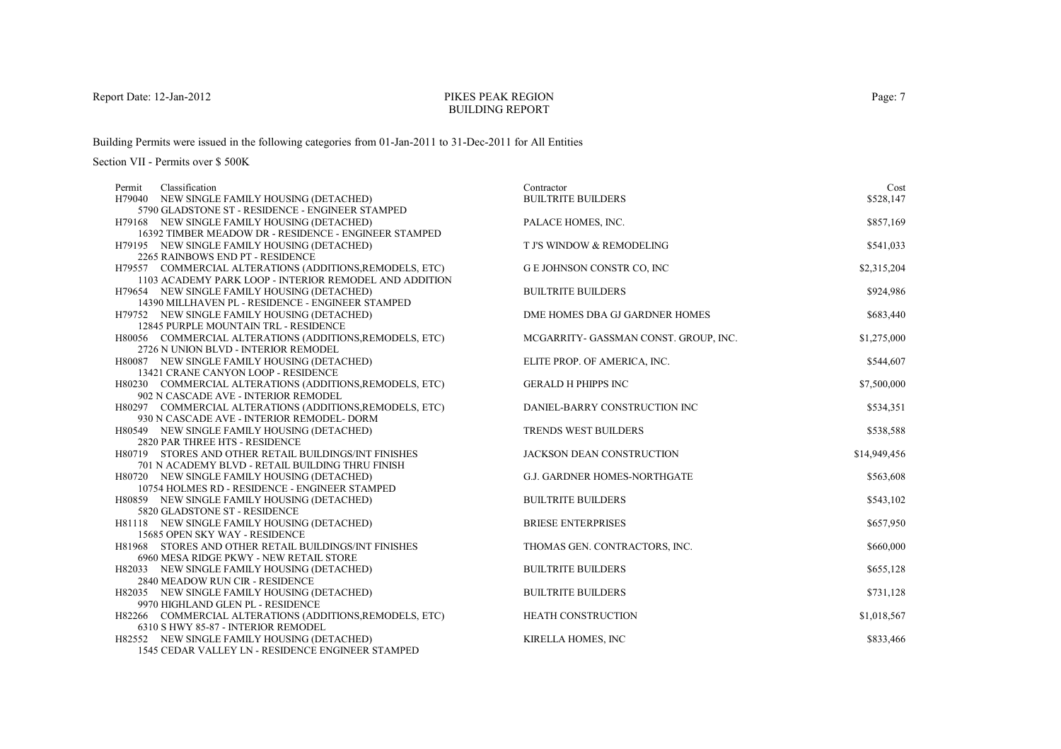Report Date: 12-Jan-2012

PIKES PEAK REGION
BUILDING REPORT

Building Permits were issued in the following categories from 01-Jan-2011 to 31-Dec-2011 for All Entities

Section VII - Permits over $ 500K

| Permit | Classification | Contractor | Cost |
|---|---|---|---|
| H79040 | NEW SINGLE FAMILY HOUSING (DETACHED)<br>5790 GLADSTONE ST - RESIDENCE - ENGINEER STAMPED | BUILTRITE BUILDERS | $528,147 |
| H79168 | NEW SINGLE FAMILY HOUSING (DETACHED)<br>16392 TIMBER MEADOW DR - RESIDENCE - ENGINEER STAMPED | PALACE HOMES, INC. | $857,169 |
| H79195 | NEW SINGLE FAMILY HOUSING (DETACHED)<br>2265 RAINBOWS END PT - RESIDENCE | T J'S WINDOW & REMODELING | $541,033 |
| H79557 | COMMERCIAL ALTERATIONS (ADDITIONS,REMODELS, ETC)<br>1103 ACADEMY PARK LOOP - INTERIOR REMODEL AND ADDITION | G E JOHNSON CONSTR CO, INC | $2,315,204 |
| H79654 | NEW SINGLE FAMILY HOUSING (DETACHED)<br>14390 MILLHAVEN PL - RESIDENCE - ENGINEER STAMPED | BUILTRITE BUILDERS | $924,986 |
| H79752 | NEW SINGLE FAMILY HOUSING (DETACHED)<br>12845 PURPLE MOUNTAIN TRL - RESIDENCE | DME HOMES DBA GJ GARDNER HOMES | $683,440 |
| H80056 | COMMERCIAL ALTERATIONS (ADDITIONS,REMODELS, ETC)<br>2726 N UNION BLVD - INTERIOR REMODEL | MCGARRITY- GASSMAN CONST. GROUP, INC. | $1,275,000 |
| H80087 | NEW SINGLE FAMILY HOUSING (DETACHED)<br>13421 CRANE CANYON LOOP - RESIDENCE | ELITE PROP. OF AMERICA, INC. | $544,607 |
| H80230 | COMMERCIAL ALTERATIONS (ADDITIONS,REMODELS, ETC)<br>902 N CASCADE AVE - INTERIOR REMODEL | GERALD H PHIPPS INC | $7,500,000 |
| H80297 | COMMERCIAL ALTERATIONS (ADDITIONS,REMODELS, ETC)<br>930 N CASCADE AVE - INTERIOR REMODEL- DORM | DANIEL-BARRY CONSTRUCTION INC | $534,351 |
| H80549 | NEW SINGLE FAMILY HOUSING (DETACHED)<br>2820 PAR THREE HTS - RESIDENCE | TRENDS WEST BUILDERS | $538,588 |
| H80719 | STORES AND OTHER RETAIL BUILDINGS/INT FINISHES<br>701 N ACADEMY BLVD - RETAIL BUILDING THRU FINISH | JACKSON DEAN CONSTRUCTION | $14,949,456 |
| H80720 | NEW SINGLE FAMILY HOUSING (DETACHED)<br>10754 HOLMES RD - RESIDENCE - ENGINEER STAMPED | G.J. GARDNER HOMES-NORTHGATE | $563,608 |
| H80859 | NEW SINGLE FAMILY HOUSING (DETACHED)<br>5820 GLADSTONE ST - RESIDENCE | BUILTRITE BUILDERS | $543,102 |
| H81118 | NEW SINGLE FAMILY HOUSING (DETACHED)<br>15685 OPEN SKY WAY - RESIDENCE | BRIESE ENTERPRISES | $657,950 |
| H81968 | STORES AND OTHER RETAIL BUILDINGS/INT FINISHES<br>6960 MESA RIDGE PKWY - NEW RETAIL STORE | THOMAS GEN. CONTRACTORS, INC. | $660,000 |
| H82033 | NEW SINGLE FAMILY HOUSING (DETACHED)<br>2840 MEADOW RUN CIR - RESIDENCE | BUILTRITE BUILDERS | $655,128 |
| H82035 | NEW SINGLE FAMILY HOUSING (DETACHED)<br>9970 HIGHLAND GLEN PL - RESIDENCE | BUILTRITE BUILDERS | $731,128 |
| H82266 | COMMERCIAL ALTERATIONS (ADDITIONS,REMODELS, ETC)<br>6310 S HWY 85-87 - INTERIOR REMODEL | HEATH CONSTRUCTION | $1,018,567 |
| H82552 | NEW SINGLE FAMILY HOUSING (DETACHED)<br>1545 CEDAR VALLEY LN - RESIDENCE ENGINEER STAMPED | KIRELLA HOMES, INC | $833,466 |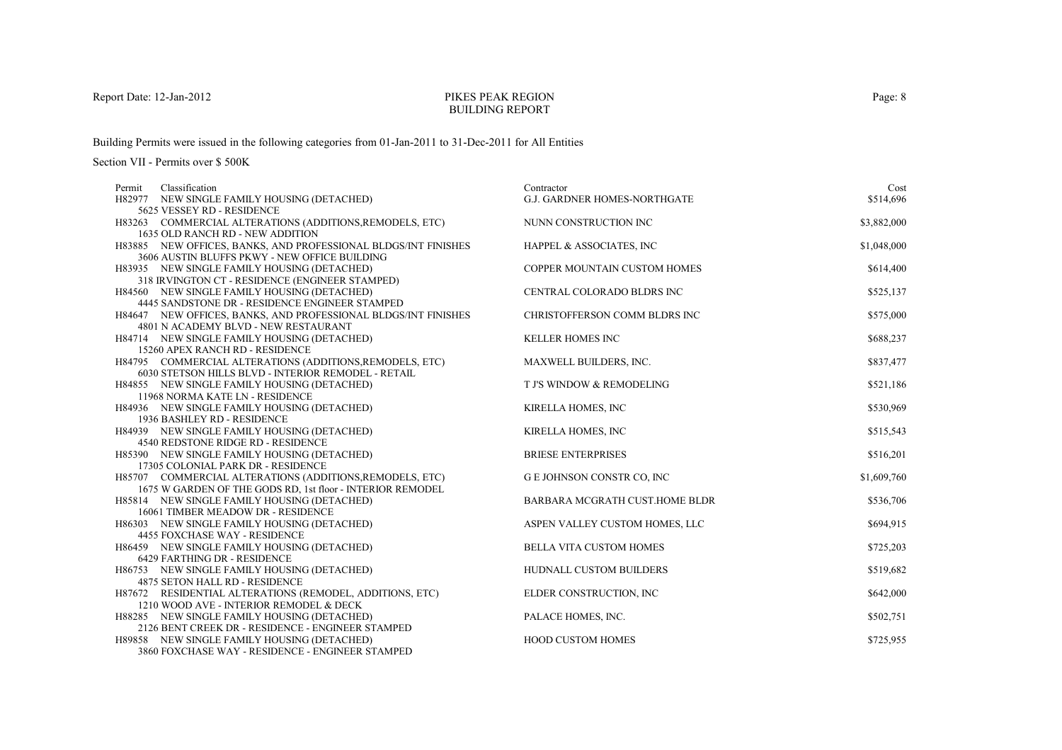PIKES PEAK REGION
BUILDING REPORT

Report Date: 12-Jan-2012

Building Permits were issued in the following categories from 01-Jan-2011 to 31-Dec-2011 for All Entities

Section VII - Permits over $ 500K

| Permit | Classification | Contractor | Cost |
|---|---|---|---|
| H82977 | NEW SINGLE FAMILY HOUSING (DETACHED)<br>5625 VESSEY RD - RESIDENCE | G.J. GARDNER HOMES-NORTHGATE | $514,696 |
| H83263 | COMMERCIAL ALTERATIONS (ADDITIONS,REMODELS, ETC)<br>1635 OLD RANCH RD - NEW ADDITION | NUNN CONSTRUCTION INC | $3,882,000 |
| H83885 | NEW OFFICES, BANKS, AND PROFESSIONAL BLDGS/INT FINISHES<br>3606 AUSTIN BLUFFS PKWY - NEW OFFICE BUILDING | HAPPEL & ASSOCIATES, INC | $1,048,000 |
| H83935 | NEW SINGLE FAMILY HOUSING (DETACHED)<br>318 IRVINGTON CT - RESIDENCE (ENGINEER STAMPED) | COPPER MOUNTAIN CUSTOM HOMES | $614,400 |
| H84560 | NEW SINGLE FAMILY HOUSING (DETACHED)<br>4445 SANDSTONE DR - RESIDENCE ENGINEER STAMPED | CENTRAL COLORADO BLDRS INC | $525,137 |
| H84647 | NEW OFFICES, BANKS, AND PROFESSIONAL BLDGS/INT FINISHES<br>4801 N ACADEMY BLVD - NEW RESTAURANT | CHRISTOFFERSON COMM BLDRS INC | $575,000 |
| H84714 | NEW SINGLE FAMILY HOUSING (DETACHED)<br>15260 APEX RANCH RD - RESIDENCE | KELLER HOMES INC | $688,237 |
| H84795 | COMMERCIAL ALTERATIONS (ADDITIONS,REMODELS, ETC)<br>6030 STETSON HILLS BLVD - INTERIOR REMODEL - RETAIL | MAXWELL BUILDERS, INC. | $837,477 |
| H84855 | NEW SINGLE FAMILY HOUSING (DETACHED)<br>11968 NORMA KATE LN - RESIDENCE | T J'S WINDOW & REMODELING | $521,186 |
| H84936 | NEW SINGLE FAMILY HOUSING (DETACHED)<br>1936 BASHLEY RD - RESIDENCE | KIRELLA HOMES, INC | $530,969 |
| H84939 | NEW SINGLE FAMILY HOUSING (DETACHED)<br>4540 REDSTONE RIDGE RD - RESIDENCE | KIRELLA HOMES, INC | $515,543 |
| H85390 | NEW SINGLE FAMILY HOUSING (DETACHED)<br>17305 COLONIAL PARK DR - RESIDENCE | BRIESE ENTERPRISES | $516,201 |
| H85707 | COMMERCIAL ALTERATIONS (ADDITIONS,REMODELS, ETC)<br>1675 W GARDEN OF THE GODS RD, 1st floor - INTERIOR REMODEL | G E JOHNSON CONSTR CO, INC | $1,609,760 |
| H85814 | NEW SINGLE FAMILY HOUSING (DETACHED)<br>16061 TIMBER MEADOW DR - RESIDENCE | BARBARA MCGRATH CUST.HOME BLDR | $536,706 |
| H86303 | NEW SINGLE FAMILY HOUSING (DETACHED)<br>4455 FOXCHASE WAY - RESIDENCE | ASPEN VALLEY CUSTOM HOMES, LLC | $694,915 |
| H86459 | NEW SINGLE FAMILY HOUSING (DETACHED)<br>6429 FARTHING DR - RESIDENCE | BELLA VITA CUSTOM HOMES | $725,203 |
| H86753 | NEW SINGLE FAMILY HOUSING (DETACHED)<br>4875 SETON HALL RD - RESIDENCE | HUDNALL CUSTOM BUILDERS | $519,682 |
| H87672 | RESIDENTIAL ALTERATIONS (REMODEL, ADDITIONS, ETC)<br>1210 WOOD AVE - INTERIOR REMODEL & DECK | ELDER CONSTRUCTION, INC | $642,000 |
| H88285 | NEW SINGLE FAMILY HOUSING (DETACHED)<br>2126 BENT CREEK DR - RESIDENCE - ENGINEER STAMPED | PALACE HOMES, INC. | $502,751 |
| H89858 | NEW SINGLE FAMILY HOUSING (DETACHED)<br>3860 FOXCHASE WAY - RESIDENCE - ENGINEER STAMPED | HOOD CUSTOM HOMES | $725,955 |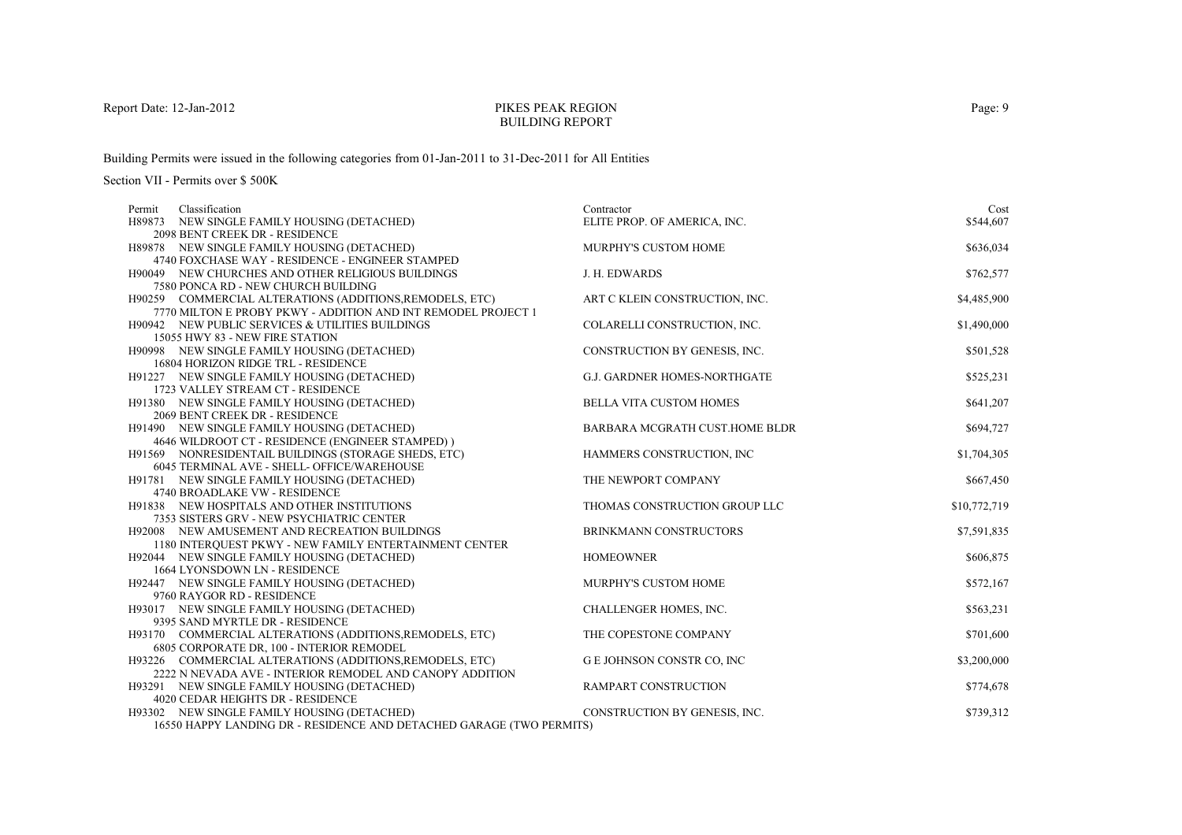Report Date: 12-Jan-2012

# PIKES PEAK REGION
## BUILDING REPORT

Building Permits were issued in the following categories from 01-Jan-2011 to 31-Dec-2011 for All Entities

Section VII - Permits over $ 500K

| Permit | Classification | Contractor | Cost |
|---|---|---|---|
| H89873 | NEW SINGLE FAMILY HOUSING (DETACHED)<br>2098 BENT CREEK DR - RESIDENCE | ELITE PROP. OF AMERICA, INC. | $544,607 |
| H89878 | NEW SINGLE FAMILY HOUSING (DETACHED)<br>4740 FOXCHASE WAY - RESIDENCE - ENGINEER STAMPED | MURPHY'S CUSTOM HOME | $636,034 |
| H90049 | NEW CHURCHES AND OTHER RELIGIOUS BUILDINGS<br>7580 PONCA RD - NEW CHURCH BUILDING | J. H. EDWARDS | $762,577 |
| H90259 | COMMERCIAL ALTERATIONS (ADDITIONS,REMODELS, ETC)<br>7770 MILTON E PROBY PKWY - ADDITION AND INT REMODEL PROJECT 1 | ART C KLEIN CONSTRUCTION, INC. | $4,485,900 |
| H90942 | NEW PUBLIC SERVICES & UTILITIES BUILDINGS<br>15055 HWY 83 - NEW FIRE STATION | COLARELLI CONSTRUCTION, INC. | $1,490,000 |
| H90998 | NEW SINGLE FAMILY HOUSING (DETACHED)<br>16804 HORIZON RIDGE TRL - RESIDENCE | CONSTRUCTION BY GENESIS, INC. | $501,528 |
| H91227 | NEW SINGLE FAMILY HOUSING (DETACHED)<br>1723 VALLEY STREAM CT - RESIDENCE | G.J. GARDNER HOMES-NORTHGATE | $525,231 |
| H91380 | NEW SINGLE FAMILY HOUSING (DETACHED)<br>2069 BENT CREEK DR - RESIDENCE | BELLA VITA CUSTOM HOMES | $641,207 |
| H91490 | NEW SINGLE FAMILY HOUSING (DETACHED)<br>4646 WILDROOT CT - RESIDENCE (ENGINEER STAMPED) ) | BARBARA MCGRATH CUST.HOME BLDR | $694,727 |
| H91569 | NONRESIDENTAIL BUILDINGS (STORAGE SHEDS, ETC)<br>6045 TERMINAL AVE - SHELL- OFFICE/WAREHOUSE | HAMMERS CONSTRUCTION, INC | $1,704,305 |
| H91781 | NEW SINGLE FAMILY HOUSING (DETACHED)<br>4740 BROADLAKE VW - RESIDENCE | THE NEWPORT COMPANY | $667,450 |
| H91838 | NEW HOSPITALS AND OTHER INSTITUTIONS<br>7353 SISTERS GRV - NEW PSYCHIATRIC CENTER | THOMAS CONSTRUCTION GROUP LLC | $10,772,719 |
| H92008 | NEW AMUSEMENT AND RECREATION BUILDINGS<br>1180 INTERQUEST PKWY - NEW FAMILY ENTERTAINMENT CENTER | BRINKMANN CONSTRUCTORS | $7,591,835 |
| H92044 | NEW SINGLE FAMILY HOUSING (DETACHED)<br>1664 LYONSDOWN LN - RESIDENCE | HOMEOWNER | $606,875 |
| H92447 | NEW SINGLE FAMILY HOUSING (DETACHED)<br>9760 RAYGOR RD - RESIDENCE | MURPHY'S CUSTOM HOME | $572,167 |
| H93017 | NEW SINGLE FAMILY HOUSING (DETACHED)<br>9395 SAND MYRTLE DR - RESIDENCE | CHALLENGER HOMES, INC. | $563,231 |
| H93170 | COMMERCIAL ALTERATIONS (ADDITIONS,REMODELS, ETC)<br>6805 CORPORATE DR, 100 - INTERIOR REMODEL | THE COPESTONE COMPANY | $701,600 |
| H93226 | COMMERCIAL ALTERATIONS (ADDITIONS,REMODELS, ETC)<br>2222 N NEVADA AVE - INTERIOR REMODEL AND CANOPY ADDITION | G E JOHNSON CONSTR CO, INC | $3,200,000 |
| H93291 | NEW SINGLE FAMILY HOUSING (DETACHED)<br>4020 CEDAR HEIGHTS DR - RESIDENCE | RAMPART CONSTRUCTION | $774,678 |
| H93302 | NEW SINGLE FAMILY HOUSING (DETACHED)<br>16550 HAPPY LANDING DR - RESIDENCE AND DETACHED GARAGE (TWO PERMITS) | CONSTRUCTION BY GENESIS, INC. | $739,312 |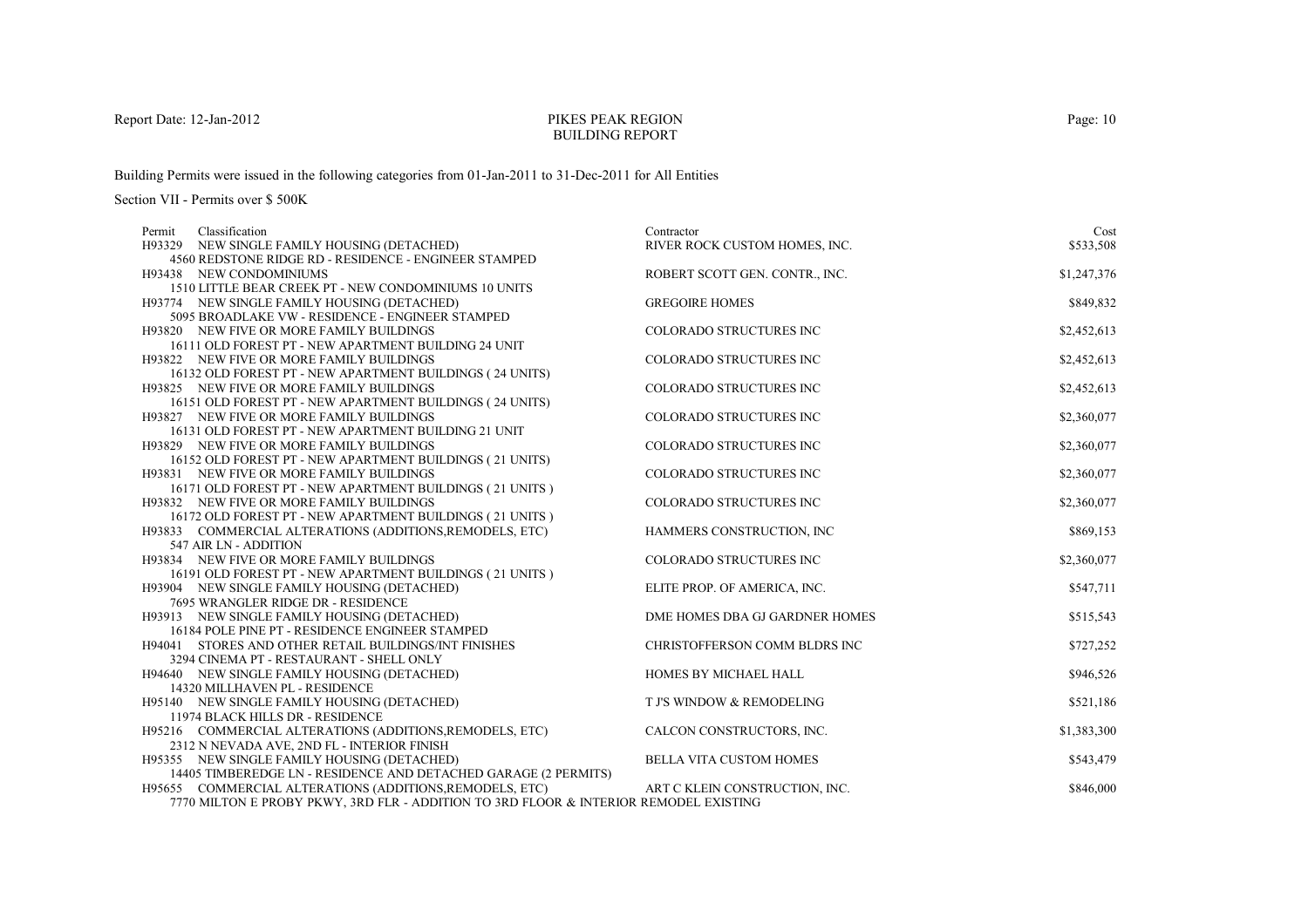# PIKES PEAK REGION
## BUILDING REPORT

Report Date: 12-Jan-2012

Building Permits were issued in the following categories from 01-Jan-2011 to 31-Dec-2011 for All Entities

Section VII - Permits over $ 500K

| Permit | Classification | Contractor | Cost |
|---|---|---|---|
| H93329 | NEW SINGLE FAMILY HOUSING (DETACHED)<br>4560 REDSTONE RIDGE RD - RESIDENCE - ENGINEER STAMPED | RIVER ROCK CUSTOM HOMES, INC. | $533,508 |
| H93438 | NEW CONDOMINIUMS<br>1510 LITTLE BEAR CREEK PT - NEW CONDOMINIUMS 10 UNITS | ROBERT SCOTT GEN. CONTR., INC. | $1,247,376 |
| H93774 | NEW SINGLE FAMILY HOUSING (DETACHED)<br>5095 BROADLAKE VW - RESIDENCE - ENGINEER STAMPED | GREGOIRE HOMES | $849,832 |
| H93820 | NEW FIVE OR MORE FAMILY BUILDINGS<br>16111 OLD FOREST PT - NEW APARTMENT BUILDING 24 UNIT | COLORADO STRUCTURES INC | $2,452,613 |
| H93822 | NEW FIVE OR MORE FAMILY BUILDINGS<br>16132 OLD FOREST PT - NEW APARTMENT BUILDINGS ( 24 UNITS) | COLORADO STRUCTURES INC | $2,452,613 |
| H93825 | NEW FIVE OR MORE FAMILY BUILDINGS<br>16151 OLD FOREST PT - NEW APARTMENT BUILDINGS ( 24 UNITS) | COLORADO STRUCTURES INC | $2,452,613 |
| H93827 | NEW FIVE OR MORE FAMILY BUILDINGS<br>16131 OLD FOREST PT - NEW APARTMENT BUILDING 21 UNIT | COLORADO STRUCTURES INC | $2,360,077 |
| H93829 | NEW FIVE OR MORE FAMILY BUILDINGS<br>16152 OLD FOREST PT - NEW APARTMENT BUILDINGS ( 21 UNITS) | COLORADO STRUCTURES INC | $2,360,077 |
| H93831 | NEW FIVE OR MORE FAMILY BUILDINGS<br>16171 OLD FOREST PT - NEW APARTMENT BUILDINGS ( 21 UNITS ) | COLORADO STRUCTURES INC | $2,360,077 |
| H93832 | NEW FIVE OR MORE FAMILY BUILDINGS<br>16172 OLD FOREST PT - NEW APARTMENT BUILDINGS ( 21 UNITS ) | COLORADO STRUCTURES INC | $2,360,077 |
| H93833 | COMMERCIAL ALTERATIONS (ADDITIONS,REMODELS, ETC)<br>547 AIR LN - ADDITION | HAMMERS CONSTRUCTION, INC | $869,153 |
| H93834 | NEW FIVE OR MORE FAMILY BUILDINGS<br>16191 OLD FOREST PT - NEW APARTMENT BUILDINGS ( 21 UNITS ) | COLORADO STRUCTURES INC | $2,360,077 |
| H93904 | NEW SINGLE FAMILY HOUSING (DETACHED)<br>7695 WRANGLER RIDGE DR - RESIDENCE | ELITE PROP. OF AMERICA, INC. | $547,711 |
| H93913 | NEW SINGLE FAMILY HOUSING (DETACHED)<br>16184 POLE PINE PT - RESIDENCE ENGINEER STAMPED | DME HOMES DBA GJ GARDNER HOMES | $515,543 |
| H94041 | STORES AND OTHER RETAIL BUILDINGS/INT FINISHES<br>3294 CINEMA PT - RESTAURANT - SHELL ONLY | CHRISTOFFERSON COMM BLDRS INC | $727,252 |
| H94640 | NEW SINGLE FAMILY HOUSING (DETACHED)<br>14320 MILLHAVEN PL - RESIDENCE | HOMES BY MICHAEL HALL | $946,526 |
| H95140 | NEW SINGLE FAMILY HOUSING (DETACHED)<br>11974 BLACK HILLS DR - RESIDENCE | T J'S WINDOW & REMODELING | $521,186 |
| H95216 | COMMERCIAL ALTERATIONS (ADDITIONS,REMODELS, ETC)<br>2312 N NEVADA AVE, 2ND FL - INTERIOR FINISH | CALCON CONSTRUCTORS, INC. | $1,383,300 |
| H95355 | NEW SINGLE FAMILY HOUSING (DETACHED)<br>14405 TIMBEREDGE LN - RESIDENCE AND DETACHED GARAGE (2 PERMITS) | BELLA VITA CUSTOM HOMES | $543,479 |
| H95655 | COMMERCIAL ALTERATIONS (ADDITIONS,REMODELS, ETC)<br>7770 MILTON E PROBY PKWY, 3RD FLR - ADDITION TO 3RD FLOOR & INTERIOR REMODEL EXISTING | ART C KLEIN CONSTRUCTION, INC. | $846,000 |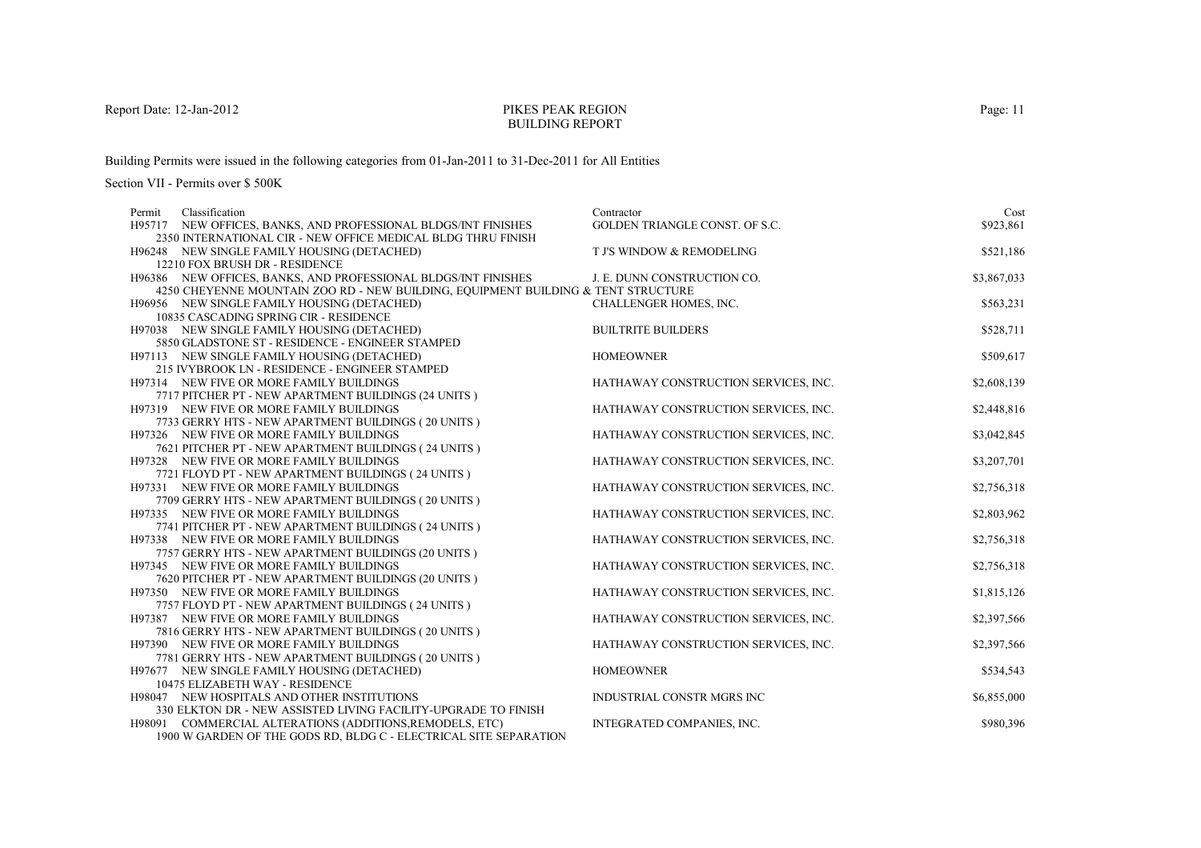Report Date: 12-Jan-2012

# PIKES PEAK REGION
## BUILDING REPORT

Building Permits were issued in the following categories from 01-Jan-2011 to 31-Dec-2011 for All Entities

Section VII - Permits over $ 500K

| Permit | Classification | Contractor | Cost |
|---|---|---|---|
| H95717 | NEW OFFICES, BANKS, AND PROFESSIONAL BLDGS/INT FINISHES<br>2350 INTERNATIONAL CIR - NEW OFFICE MEDICAL BLDG THRU FINISH | GOLDEN TRIANGLE CONST. OF S.C. | $923,861 |
| H96248 | NEW SINGLE FAMILY HOUSING (DETACHED)<br>12210 FOX BRUSH DR - RESIDENCE | T J'S WINDOW & REMODELING | $521,186 |
| H96386 | NEW OFFICES, BANKS, AND PROFESSIONAL BLDGS/INT FINISHES<br>4250 CHEYENNE MOUNTAIN ZOO RD - NEW BUILDING, EQUIPMENT BUILDING & TENT STRUCTURE | J. E. DUNN CONSTRUCTION CO. | $3,867,033 |
| H96956 | NEW SINGLE FAMILY HOUSING (DETACHED)<br>10835 CASCADING SPRING CIR - RESIDENCE | CHALLENGER HOMES, INC. | $563,231 |
| H97038 | NEW SINGLE FAMILY HOUSING (DETACHED)<br>5850 GLADSTONE ST - RESIDENCE - ENGINEER STAMPED | BUILTRITE BUILDERS | $528,711 |
| H97113 | NEW SINGLE FAMILY HOUSING (DETACHED)<br>215 IVYBROOK LN - RESIDENCE - ENGINEER STAMPED | HOMEOWNER | $509,617 |
| H97314 | NEW FIVE OR MORE FAMILY BUILDINGS<br>7717 PITCHER PT - NEW APARTMENT BUILDINGS (24 UNITS ) | HATHAWAY CONSTRUCTION SERVICES, INC. | $2,608,139 |
| H97319 | NEW FIVE OR MORE FAMILY BUILDINGS<br>7733 GERRY HTS - NEW APARTMENT BUILDINGS ( 20 UNITS ) | HATHAWAY CONSTRUCTION SERVICES, INC. | $2,448,816 |
| H97326 | NEW FIVE OR MORE FAMILY BUILDINGS<br>7621 PITCHER PT - NEW APARTMENT BUILDINGS ( 24 UNITS ) | HATHAWAY CONSTRUCTION SERVICES, INC. | $3,042,845 |
| H97328 | NEW FIVE OR MORE FAMILY BUILDINGS<br>7721 FLOYD PT - NEW APARTMENT BUILDINGS ( 24 UNITS ) | HATHAWAY CONSTRUCTION SERVICES, INC. | $3,207,701 |
| H97331 | NEW FIVE OR MORE FAMILY BUILDINGS<br>7709 GERRY HTS - NEW APARTMENT BUILDINGS ( 20 UNITS ) | HATHAWAY CONSTRUCTION SERVICES, INC. | $2,756,318 |
| H97335 | NEW FIVE OR MORE FAMILY BUILDINGS<br>7741 PITCHER PT - NEW APARTMENT BUILDINGS ( 24 UNITS ) | HATHAWAY CONSTRUCTION SERVICES, INC. | $2,803,962 |
| H97338 | NEW FIVE OR MORE FAMILY BUILDINGS<br>7757 GERRY HTS - NEW APARTMENT BUILDINGS (20 UNITS ) | HATHAWAY CONSTRUCTION SERVICES, INC. | $2,756,318 |
| H97345 | NEW FIVE OR MORE FAMILY BUILDINGS<br>7620 PITCHER PT - NEW APARTMENT BUILDINGS (20 UNITS ) | HATHAWAY CONSTRUCTION SERVICES, INC. | $2,756,318 |
| H97350 | NEW FIVE OR MORE FAMILY BUILDINGS<br>7757 FLOYD PT - NEW APARTMENT BUILDINGS ( 24 UNITS ) | HATHAWAY CONSTRUCTION SERVICES, INC. | $1,815,126 |
| H97387 | NEW FIVE OR MORE FAMILY BUILDINGS<br>7816 GERRY HTS - NEW APARTMENT BUILDINGS ( 20 UNITS ) | HATHAWAY CONSTRUCTION SERVICES, INC. | $2,397,566 |
| H97390 | NEW FIVE OR MORE FAMILY BUILDINGS<br>7781 GERRY HTS - NEW APARTMENT BUILDINGS ( 20 UNITS ) | HATHAWAY CONSTRUCTION SERVICES, INC. | $2,397,566 |
| H97677 | NEW SINGLE FAMILY HOUSING (DETACHED)<br>10475 ELIZABETH WAY - RESIDENCE | HOMEOWNER | $534,543 |
| H98047 | NEW HOSPITALS AND OTHER INSTITUTIONS<br>330 ELKTON DR - NEW ASSISTED LIVING FACILITY-UPGRADE TO FINISH | INDUSTRIAL CONSTR MGRS INC | $6,855,000 |
| H98091 | COMMERCIAL ALTERATIONS (ADDITIONS,REMODELS, ETC)<br>1900 W GARDEN OF THE GODS RD, BLDG C - ELECTRICAL SITE SEPARATION | INTEGRATED COMPANIES, INC. | $980,396 |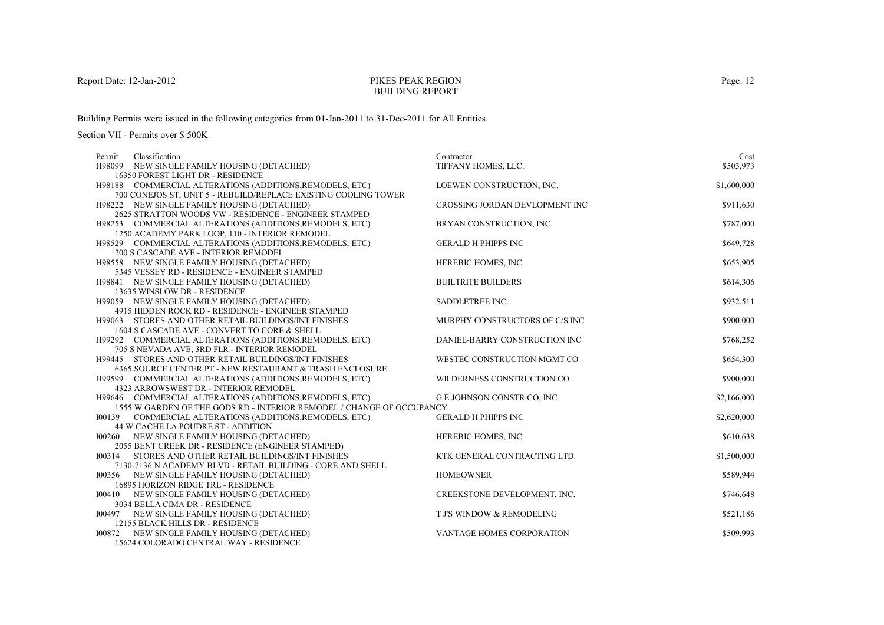# PIKES PEAK REGION
## BUILDING REPORT

Report Date: 12-Jan-2012

Building Permits were issued in the following categories from 01-Jan-2011 to 31-Dec-2011 for All Entities

Section VII - Permits over $ 500K

| Permit | Classification | Contractor | Cost |
|---|---|---|---|
| H98099 | NEW SINGLE FAMILY HOUSING (DETACHED)<br>16350 FOREST LIGHT DR - RESIDENCE | TIFFANY HOMES, LLC. | $503,973 |
| H98188 | COMMERCIAL ALTERATIONS (ADDITIONS,REMODELS, ETC)<br>700 CONEJOS ST, UNIT 5 - REBUILD/REPLACE EXISTING COOLING TOWER | LOEWEN CONSTRUCTION, INC. | $1,600,000 |
| H98222 | NEW SINGLE FAMILY HOUSING (DETACHED)<br>2625 STRATTON WOODS VW - RESIDENCE - ENGINEER STAMPED | CROSSING JORDAN DEVLOPMENT INC | $911,630 |
| H98253 | COMMERCIAL ALTERATIONS (ADDITIONS,REMODELS, ETC)<br>1250 ACADEMY PARK LOOP, 110 - INTERIOR REMODEL | BRYAN CONSTRUCTION, INC. | $787,000 |
| H98529 | COMMERCIAL ALTERATIONS (ADDITIONS,REMODELS, ETC)<br>200 S CASCADE AVE - INTERIOR REMODEL | GERALD H PHIPPS INC | $649,728 |
| H98558 | NEW SINGLE FAMILY HOUSING (DETACHED)<br>5345 VESSEY RD - RESIDENCE - ENGINEER STAMPED | HEREBIC HOMES, INC | $653,905 |
| H98841 | NEW SINGLE FAMILY HOUSING (DETACHED)<br>13635 WINSLOW DR - RESIDENCE | BUILTRITE BUILDERS | $614,306 |
| H99059 | NEW SINGLE FAMILY HOUSING (DETACHED)<br>4915 HIDDEN ROCK RD - RESIDENCE - ENGINEER STAMPED | SADDLETREE INC. | $932,511 |
| H99063 | STORES AND OTHER RETAIL BUILDINGS/INT FINISHES<br>1604 S CASCADE AVE - CONVERT TO CORE & SHELL | MURPHY CONSTRUCTORS OF C/S INC | $900,000 |
| H99292 | COMMERCIAL ALTERATIONS (ADDITIONS,REMODELS, ETC)<br>705 S NEVADA AVE, 3RD FLR - INTERIOR REMODEL | DANIEL-BARRY CONSTRUCTION INC | $768,252 |
| H99445 | STORES AND OTHER RETAIL BUILDINGS/INT FINISHES<br>6365 SOURCE CENTER PT - NEW RESTAURANT & TRASH ENCLOSURE | WESTEC CONSTRUCTION MGMT CO | $654,300 |
| H99599 | COMMERCIAL ALTERATIONS (ADDITIONS,REMODELS, ETC)<br>4323 ARROWSWEST DR - INTERIOR REMODEL | WILDERNESS CONSTRUCTION CO | $900,000 |
| H99646 | COMMERCIAL ALTERATIONS (ADDITIONS,REMODELS, ETC)<br>1555 W GARDEN OF THE GODS RD - INTERIOR REMODEL / CHANGE OF OCCUPANCY | G E JOHNSON CONSTR CO, INC | $2,166,000 |
| I00139 | COMMERCIAL ALTERATIONS (ADDITIONS,REMODELS, ETC)<br>44 W CACHE LA POUDRE ST - ADDITION | GERALD H PHIPPS INC | $2,620,000 |
| I00260 | NEW SINGLE FAMILY HOUSING (DETACHED)<br>2055 BENT CREEK DR - RESIDENCE (ENGINEER STAMPED) | HEREBIC HOMES, INC | $610,638 |
| I00314 | STORES AND OTHER RETAIL BUILDINGS/INT FINISHES<br>7130-7136 N ACADEMY BLVD - RETAIL BUILDING - CORE AND SHELL | KTK GENERAL CONTRACTING LTD. | $1,500,000 |
| I00356 | NEW SINGLE FAMILY HOUSING (DETACHED)<br>16895 HORIZON RIDGE TRL - RESIDENCE | HOMEOWNER | $589,944 |
| I00410 | NEW SINGLE FAMILY HOUSING (DETACHED)<br>3034 BELLA CIMA DR - RESIDENCE | CREEKSTONE DEVELOPMENT, INC. | $746,648 |
| I00497 | NEW SINGLE FAMILY HOUSING (DETACHED)<br>12155 BLACK HILLS DR - RESIDENCE | T J'S WINDOW & REMODELING | $521,186 |
| I00872 | NEW SINGLE FAMILY HOUSING (DETACHED)<br>15624 COLORADO CENTRAL WAY - RESIDENCE | VANTAGE HOMES CORPORATION | $509,993 |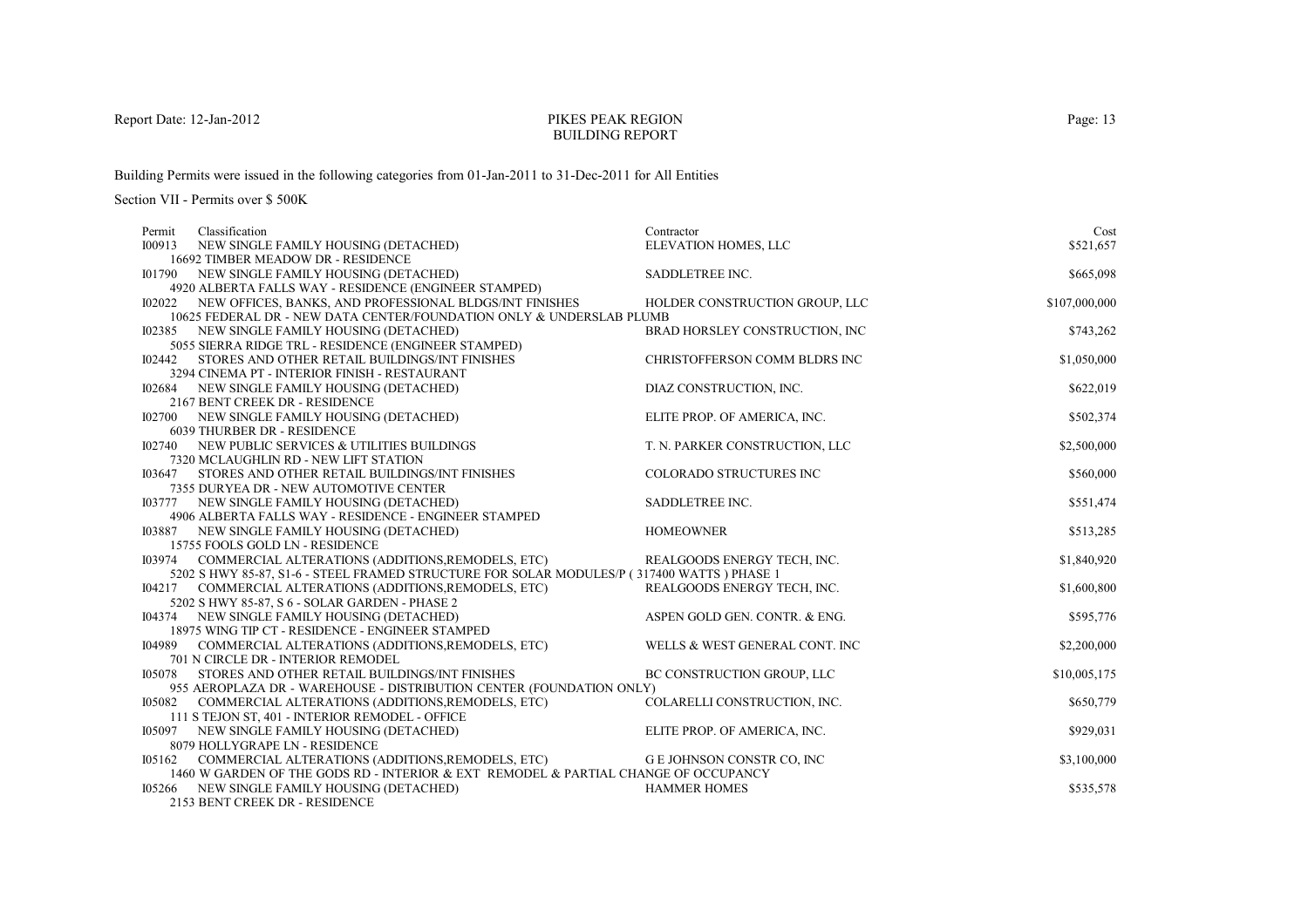# PIKES PEAK REGION
## BUILDING REPORT

Report Date: 12-Jan-2012

Building Permits were issued in the following categories from 01-Jan-2011 to 31-Dec-2011 for All Entities

Section VII - Permits over $ 500K

| Permit | Classification | Contractor | Cost |
|---|---|---|---|
| I00913 | NEW SINGLE FAMILY HOUSING (DETACHED)<br>16692 TIMBER MEADOW DR - RESIDENCE | ELEVATION HOMES, LLC | $521,657 |
| I01790 | NEW SINGLE FAMILY HOUSING (DETACHED)<br>4920 ALBERTA FALLS WAY - RESIDENCE (ENGINEER STAMPED) | SADDLETREE INC. | $665,098 |
| I02022 | NEW OFFICES, BANKS, AND PROFESSIONAL BLDGS/INT FINISHES<br>10625 FEDERAL DR - NEW DATA CENTER/FOUNDATION ONLY & UNDERSLAB PLUMB | HOLDER CONSTRUCTION GROUP, LLC | $107,000,000 |
| I02385 | NEW SINGLE FAMILY HOUSING (DETACHED)<br>5055 SIERRA RIDGE TRL - RESIDENCE (ENGINEER STAMPED) | BRAD HORSLEY CONSTRUCTION, INC | $743,262 |
| I02442 | STORES AND OTHER RETAIL BUILDINGS/INT FINISHES<br>3294 CINEMA PT - INTERIOR FINISH - RESTAURANT | CHRISTOFFERSON COMM BLDRS INC | $1,050,000 |
| I02684 | NEW SINGLE FAMILY HOUSING (DETACHED)<br>2167 BENT CREEK DR - RESIDENCE | DIAZ CONSTRUCTION, INC. | $622,019 |
| I02700 | NEW SINGLE FAMILY HOUSING (DETACHED)<br>6039 THURBER DR - RESIDENCE | ELITE PROP. OF AMERICA, INC. | $502,374 |
| I02740 | NEW PUBLIC SERVICES & UTILITIES BUILDINGS<br>7320 MCLAUGHLIN RD - NEW LIFT STATION | T. N. PARKER CONSTRUCTION, LLC | $2,500,000 |
| I03647 | STORES AND OTHER RETAIL BUILDINGS/INT FINISHES<br>7355 DURYEA DR - NEW AUTOMOTIVE CENTER | COLORADO STRUCTURES INC | $560,000 |
| I03777 | NEW SINGLE FAMILY HOUSING (DETACHED)<br>4906 ALBERTA FALLS WAY - RESIDENCE - ENGINEER STAMPED | SADDLETREE INC. | $551,474 |
| I03887 | NEW SINGLE FAMILY HOUSING (DETACHED)<br>15755 FOOLS GOLD LN - RESIDENCE | HOMEOWNER | $513,285 |
| I03974 | COMMERCIAL ALTERATIONS (ADDITIONS,REMODELS, ETC)<br>5202 S HWY 85-87, S1-6 - STEEL FRAMED STRUCTURE FOR SOLAR MODULES/P ( 317400 WATTS ) PHASE 1 | REALGOODS ENERGY TECH, INC. | $1,840,920 |
| I04217 | COMMERCIAL ALTERATIONS (ADDITIONS,REMODELS, ETC)<br>5202 S HWY 85-87, S 6 - SOLAR GARDEN - PHASE 2 | REALGOODS ENERGY TECH, INC. | $1,600,800 |
| I04374 | NEW SINGLE FAMILY HOUSING (DETACHED)<br>18975 WING TIP CT - RESIDENCE - ENGINEER STAMPED | ASPEN GOLD GEN. CONTR. & ENG. | $595,776 |
| I04989 | COMMERCIAL ALTERATIONS (ADDITIONS,REMODELS, ETC)<br>701 N CIRCLE DR - INTERIOR REMODEL | WELLS & WEST GENERAL CONT. INC | $2,200,000 |
| I05078 | STORES AND OTHER RETAIL BUILDINGS/INT FINISHES<br>955 AEROPLAZA DR - WAREHOUSE - DISTRIBUTION CENTER (FOUNDATION ONLY) | BC CONSTRUCTION GROUP, LLC | $10,005,175 |
| I05082 | COMMERCIAL ALTERATIONS (ADDITIONS,REMODELS, ETC)<br>111 S TEJON ST, 401 - INTERIOR REMODEL - OFFICE | COLARELLI CONSTRUCTION, INC. | $650,779 |
| I05097 | NEW SINGLE FAMILY HOUSING (DETACHED)<br>8079 HOLLYGRAPE LN - RESIDENCE | ELITE PROP. OF AMERICA, INC. | $929,031 |
| I05162 | COMMERCIAL ALTERATIONS (ADDITIONS,REMODELS, ETC)<br>1460 W GARDEN OF THE GODS RD - INTERIOR & EXT REMODEL & PARTIAL CHANGE OF OCCUPANCY | G E JOHNSON CONSTR CO, INC | $3,100,000 |
| I05266 | NEW SINGLE FAMILY HOUSING (DETACHED)<br>2153 BENT CREEK DR - RESIDENCE | HAMMER HOMES | $535,578 |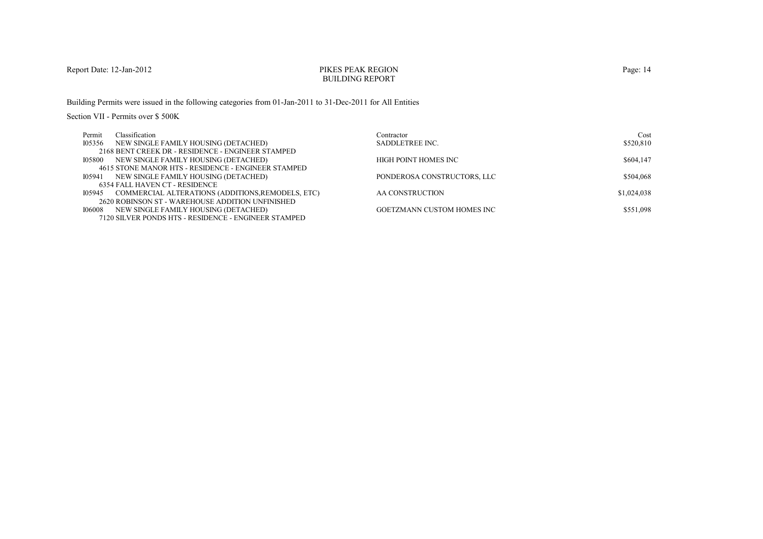Building Permits were issued in the following categories from 01-Jan-2011 to 31-Dec-2011 for All Entities

Section VII - Permits over $ 500K

| Permit | Classification | Contractor | Cost |
|---|---|---|---|
| I05356 | NEW SINGLE FAMILY HOUSING (DETACHED)<br>2168 BENT CREEK DR - RESIDENCE - ENGINEER STAMPED | SADDLETREE INC. | $520,810 |
| I05800 | NEW SINGLE FAMILY HOUSING (DETACHED)<br>4615 STONE MANOR HTS - RESIDENCE - ENGINEER STAMPED | HIGH POINT HOMES INC | $604,147 |
| I05941 | NEW SINGLE FAMILY HOUSING (DETACHED)<br>6354 FALL HAVEN CT - RESIDENCE | PONDEROSA CONSTRUCTORS, LLC | $504,068 |
| I05945 | COMMERCIAL ALTERATIONS (ADDITIONS,REMODELS, ETC)<br>2620 ROBINSON ST - WAREHOUSE ADDITION UNFINISHED | AA CONSTRUCTION | $1,024,038 |
| I06008 | NEW SINGLE FAMILY HOUSING (DETACHED)<br>7120 SILVER PONDS HTS - RESIDENCE - ENGINEER STAMPED | GOETZMANN CUSTOM HOMES INC | $551,098 |